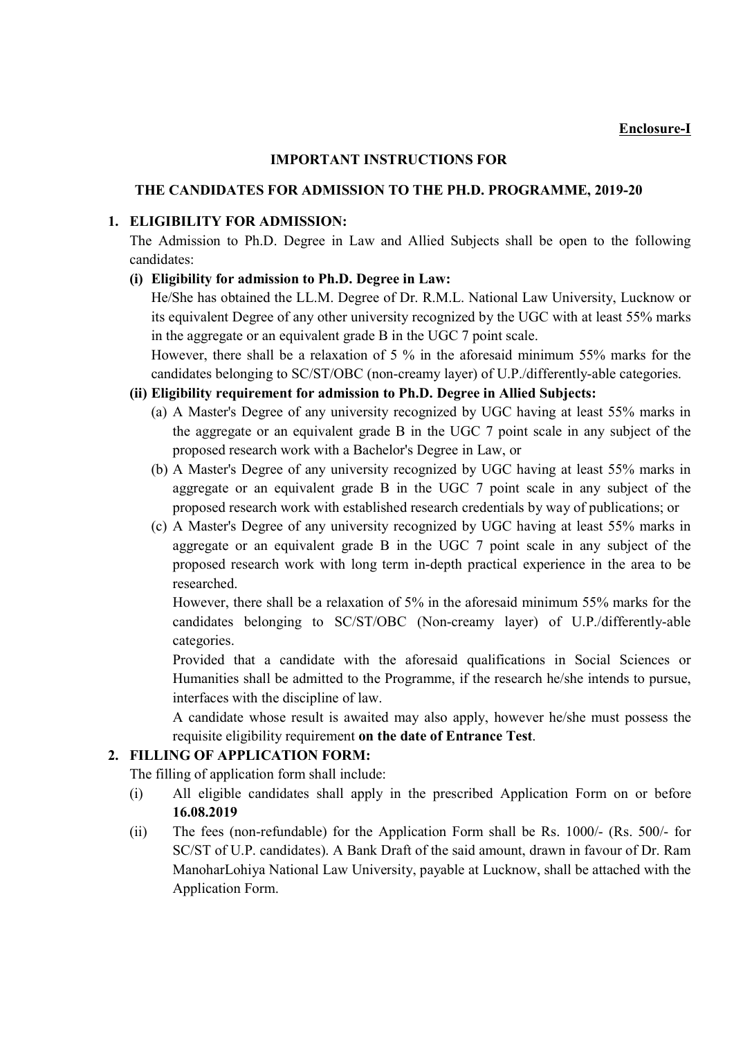**Enclosure-I**

**IMPORTANT INSTRUCTIONS FOR**

**THE CANDIDATES FOR ADMISSION TO THE PH.D. PROGRAMME, 2019-20**

**1. ELIGIBILITY FOR ADMISSION:**

The Admission to Ph.D. Degree in Law and Allied Subjects shall be open to the following candidates:

**(i) Eligibility for admission to Ph.D. Degree in Law:**

He/She has obtained the LL.M. Degree of Dr. R.M.L. National Law University, Lucknow or its equivalent Degree of any other university recognized by the UGC with at least 55% marks in the aggregate or an equivalent grade B in the UGC 7 point scale.

However, there shall be a relaxation of 5 % in the aforesaid minimum 55% marks for the candidates belonging to SC/ST/OBC (non-creamy layer) of U.P./differently-able categories.

**(ii) Eligibility requirement for admission to Ph.D. Degree in Allied Subjects:**

(a) A Master's Degree of any university recognized by UGC having at least 55% marks in the aggregate or an equivalent grade B in the UGC 7 point scale in any subject of the proposed research work with a Bachelor's Degree in Law, or

(b) A Master's Degree of any university recognized by UGC having at least 55% marks in aggregate or an equivalent grade B in the UGC 7 point scale in any subject of the proposed research work with established research credentials by way of publications; or

(c) A Master's Degree of any university recognized by UGC having at least 55% marks in aggregate or an equivalent grade B in the UGC 7 point scale in any subject of the proposed research work with long term in-depth practical experience in the area to be researched.

However, there shall be a relaxation of 5% in the aforesaid minimum 55% marks for the candidates belonging to SC/ST/OBC (Non-creamy layer) of U.P./differently-able categories.

Provided that a candidate with the aforesaid qualifications in Social Sciences or Humanities shall be admitted to the Programme, if the research he/she intends to pursue, interfaces with the discipline of law.

A candidate whose result is awaited may also apply, however he/she must possess the requisite eligibility requirement **on the date of Entrance Test**.

**2. FILLING OF APPLICATION FORM:**

The filling of application form shall include:

(i) All eligible candidates shall apply in the prescribed Application Form on or before **16.08.2019**

(ii) The fees (non-refundable) for the Application Form shall be Rs. 1000/- (Rs. 500/- for SC/ST of U.P. candidates). A Bank Draft of the said amount, drawn in favour of Dr. Ram ManoharLohiya National Law University, payable at Lucknow, shall be attached with the Application Form.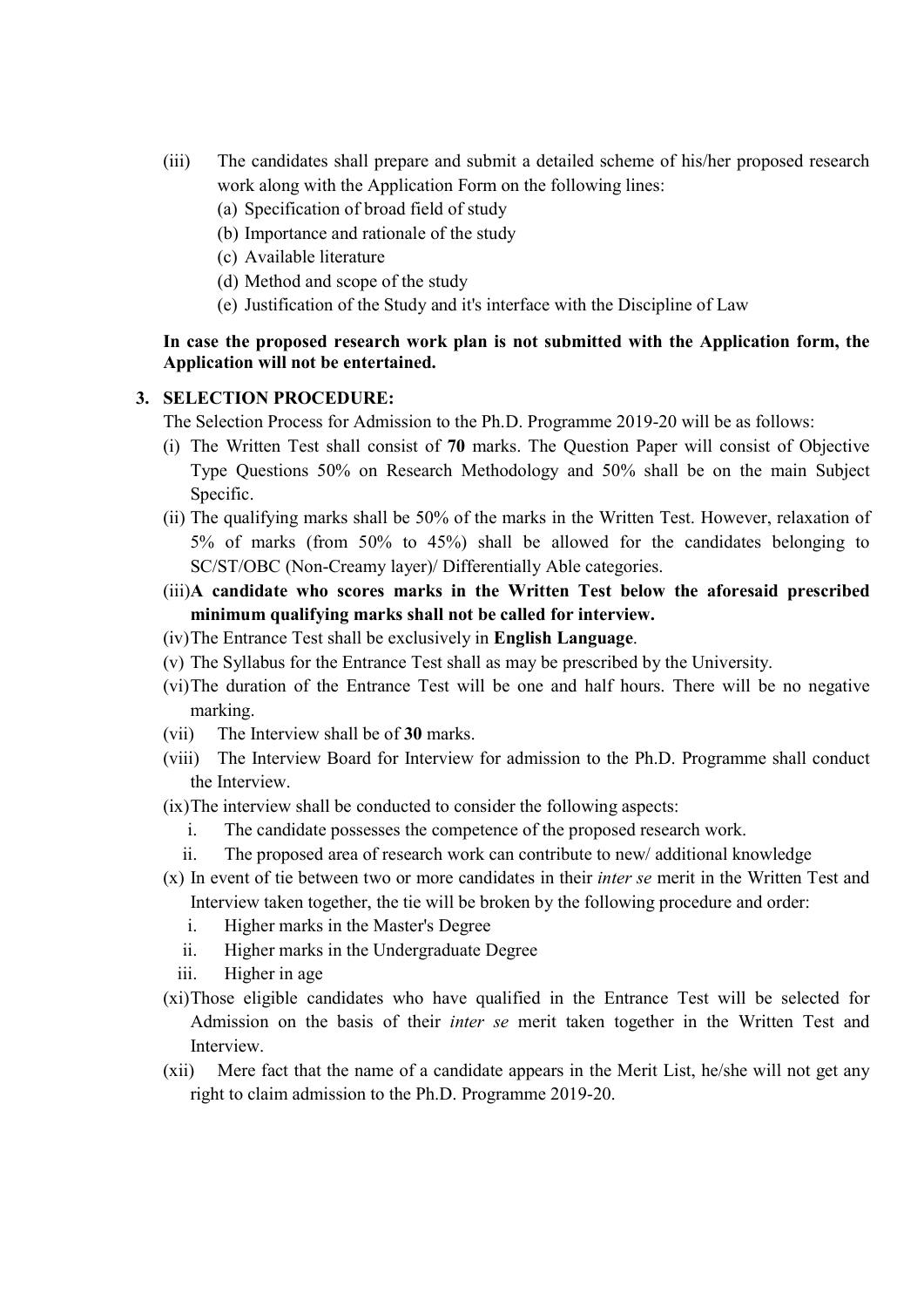(iii) The candidates shall prepare and submit a detailed scheme of his/her proposed research work along with the Application Form on the following lines:
   (a) Specification of broad field of study
   (b) Importance and rationale of the study
   (c) Available literature
   (d) Method and scope of the study
   (e) Justification of the Study and it's interface with the Discipline of Law

**In case the proposed research work plan is not submitted with the Application form, the Application will not be entertained.**

**3. SELECTION PROCEDURE:**

The Selection Process for Admission to the Ph.D. Programme 2019-20 will be as follows:

(i) The Written Test shall consist of **70** marks. The Question Paper will consist of Objective Type Questions 50% on Research Methodology and 50% shall be on the main Subject Specific.

(ii) The qualifying marks shall be 50% of the marks in the Written Test. However, relaxation of 5% of marks (from 50% to 45%) shall be allowed for the candidates belonging to SC/ST/OBC (Non-Creamy layer)/ Differentially Able categories.

(iii) **A candidate who scores marks in the Written Test below the aforesaid prescribed minimum qualifying marks shall not be called for interview.**

(iv) The Entrance Test shall be exclusively in **English Language**.

(v) The Syllabus for the Entrance Test shall as may be prescribed by the University.

(vi) The duration of the Entrance Test will be one and half hours. There will be no negative marking.

(vii) The Interview shall be of **30** marks.

(viii) The Interview Board for Interview for admission to the Ph.D. Programme shall conduct the Interview.

(ix) The interview shall be conducted to consider the following aspects:
   i. The candidate possesses the competence of the proposed research work.
   ii. The proposed area of research work can contribute to new/ additional knowledge

(x) In event of tie between two or more candidates in their *inter se* merit in the Written Test and Interview taken together, the tie will be broken by the following procedure and order:
   i. Higher marks in the Master's Degree
   ii. Higher marks in the Undergraduate Degree
   iii. Higher in age

(xi) Those eligible candidates who have qualified in the Entrance Test will be selected for Admission on the basis of their *inter se* merit taken together in the Written Test and Interview.

(xii) Mere fact that the name of a candidate appears in the Merit List, he/she will not get any right to claim admission to the Ph.D. Programme 2019-20.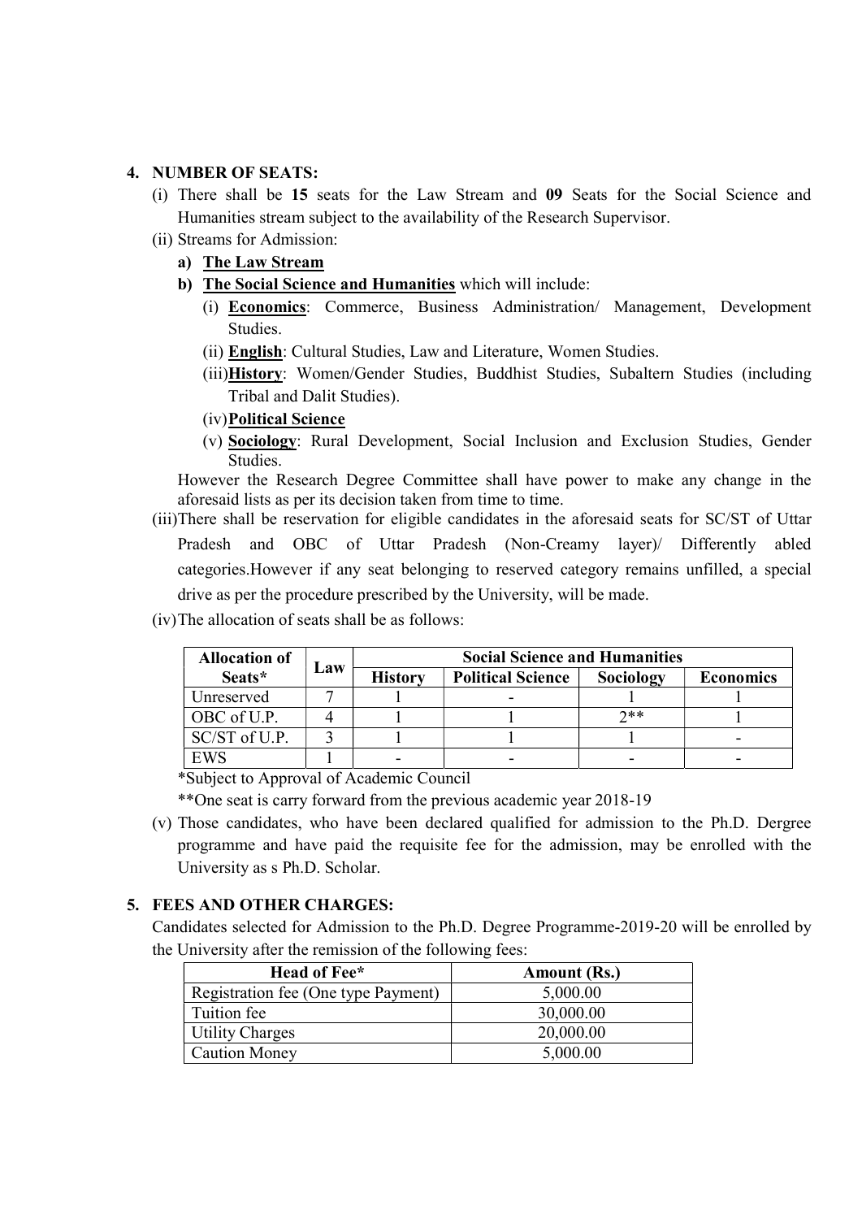## 4. NUMBER OF SEATS:

(i) There shall be **15** seats for the Law Stream and **09** Seats for the Social Science and Humanities stream subject to the availability of the Research Supervisor.

(ii) Streams for Admission:

- **a) The Law Stream**
- **b) The Social Science and Humanities** which will include:
  - (i) **Economics**: Commerce, Business Administration/ Management, Development Studies.
  - (ii) **English**: Cultural Studies, Law and Literature, Women Studies.
  - (iii) **History**: Women/Gender Studies, Buddhist Studies, Subaltern Studies (including Tribal and Dalit Studies).
  - (iv) **Political Science**
  - (v) **Sociology**: Rural Development, Social Inclusion and Exclusion Studies, Gender Studies.

However the Research Degree Committee shall have power to make any change in the aforesaid lists as per its decision taken from time to time.

(iii) There shall be reservation for eligible candidates in the aforesaid seats for SC/ST of Uttar Pradesh and OBC of Uttar Pradesh (Non-Creamy layer)/ Differently abled categories.However if any seat belonging to reserved category remains unfilled, a special drive as per the procedure prescribed by the University, will be made.

(iv) The allocation of seats shall be as follows:

| Allocation of Seats* | Law | Social Science and Humanities | | | |
|---|---|---|---|---|---|
| | | History | Political Science | Sociology | Economics |
| Unreserved | 7 | 1 | - | 1 | 1 |
| OBC of U.P. | 4 | 1 | 1 | 2** | 1 |
| SC/ST of U.P. | 3 | 1 | 1 | 1 | - |
| EWS | 1 | - | - | - | - |

*Subject to Approval of Academic Council

**One seat is carry forward from the previous academic year 2018-19

(v) Those candidates, who have been declared qualified for admission to the Ph.D. Dergree programme and have paid the requisite fee for the admission, may be enrolled with the University as s Ph.D. Scholar.

## 5. FEES AND OTHER CHARGES:

Candidates selected for Admission to the Ph.D. Degree Programme-2019-20 will be enrolled by the University after the remission of the following fees:

| Head of Fee* | Amount (Rs.) |
|---|---|
| Registration fee (One type Payment) | 5,000.00 |
| Tuition fee | 30,000.00 |
| Utility Charges | 20,000.00 |
| Caution Money | 5,000.00 |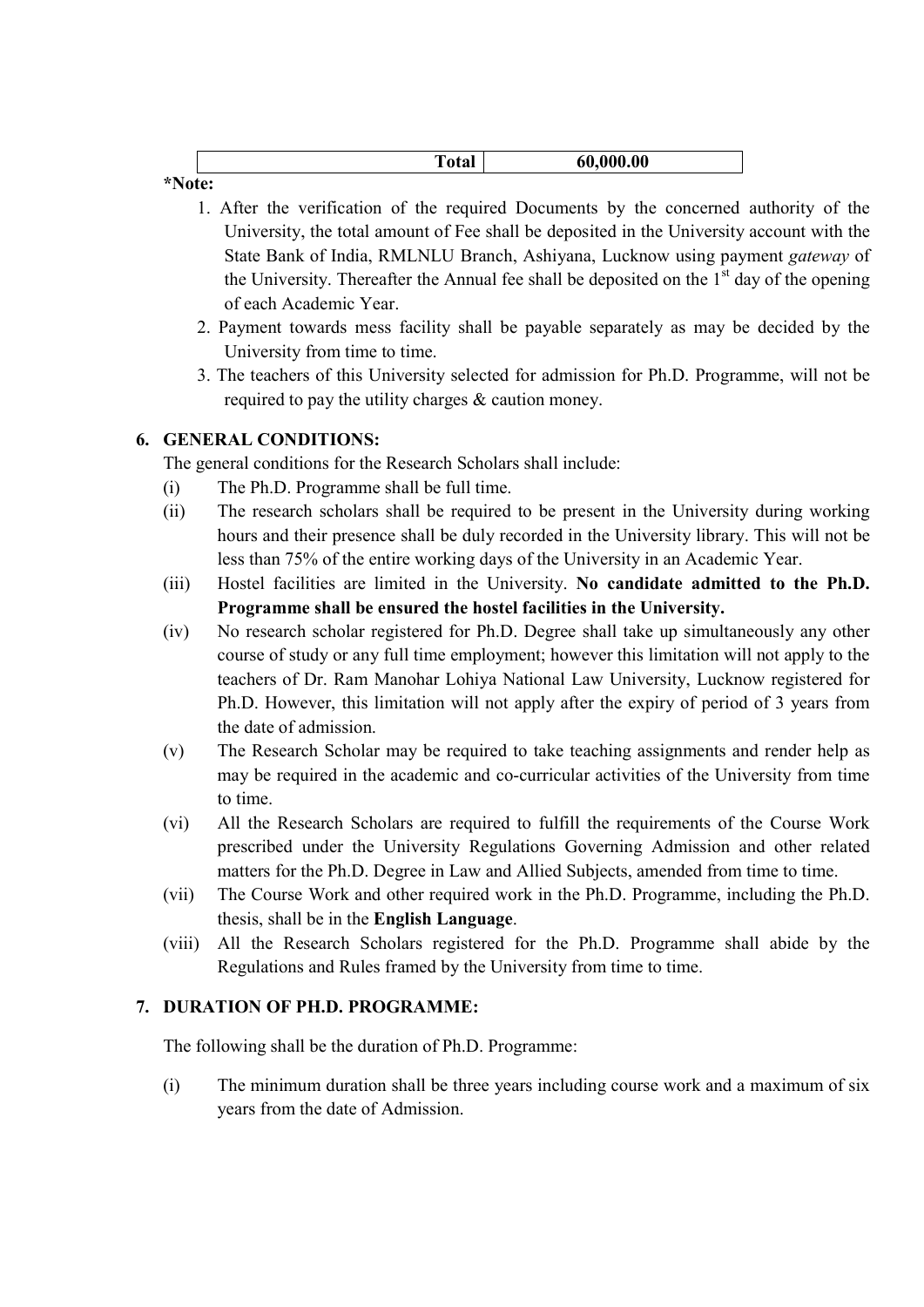| | Total | 60,000.00 |
|---|---|---|

**\*Note:**

1. After the verification of the required Documents by the concerned authority of the University, the total amount of Fee shall be deposited in the University account with the State Bank of India, RMLNLU Branch, Ashiyana, Lucknow using payment *gateway* of the University. Thereafter the Annual fee shall be deposited on the 1st day of the opening of each Academic Year.
2. Payment towards mess facility shall be payable separately as may be decided by the University from time to time.
3. The teachers of this University selected for admission for Ph.D. Programme, will not be required to pay the utility charges & caution money.

## 6. GENERAL CONDITIONS:

The general conditions for the Research Scholars shall include:

(i) The Ph.D. Programme shall be full time.

(ii) The research scholars shall be required to be present in the University during working hours and their presence shall be duly recorded in the University library. This will not be less than 75% of the entire working days of the University in an Academic Year.

(iii) Hostel facilities are limited in the University. **No candidate admitted to the Ph.D. Programme shall be ensured the hostel facilities in the University.**

(iv) No research scholar registered for Ph.D. Degree shall take up simultaneously any other course of study or any full time employment; however this limitation will not apply to the teachers of Dr. Ram Manohar Lohiya National Law University, Lucknow registered for Ph.D. However, this limitation will not apply after the expiry of period of 3 years from the date of admission.

(v) The Research Scholar may be required to take teaching assignments and render help as may be required in the academic and co-curricular activities of the University from time to time.

(vi) All the Research Scholars are required to fulfill the requirements of the Course Work prescribed under the University Regulations Governing Admission and other related matters for the Ph.D. Degree in Law and Allied Subjects, amended from time to time.

(vii) The Course Work and other required work in the Ph.D. Programme, including the Ph.D. thesis, shall be in the **English Language**.

(viii) All the Research Scholars registered for the Ph.D. Programme shall abide by the Regulations and Rules framed by the University from time to time.

## 7. DURATION OF PH.D. PROGRAMME:

The following shall be the duration of Ph.D. Programme:

(i) The minimum duration shall be three years including course work and a maximum of six years from the date of Admission.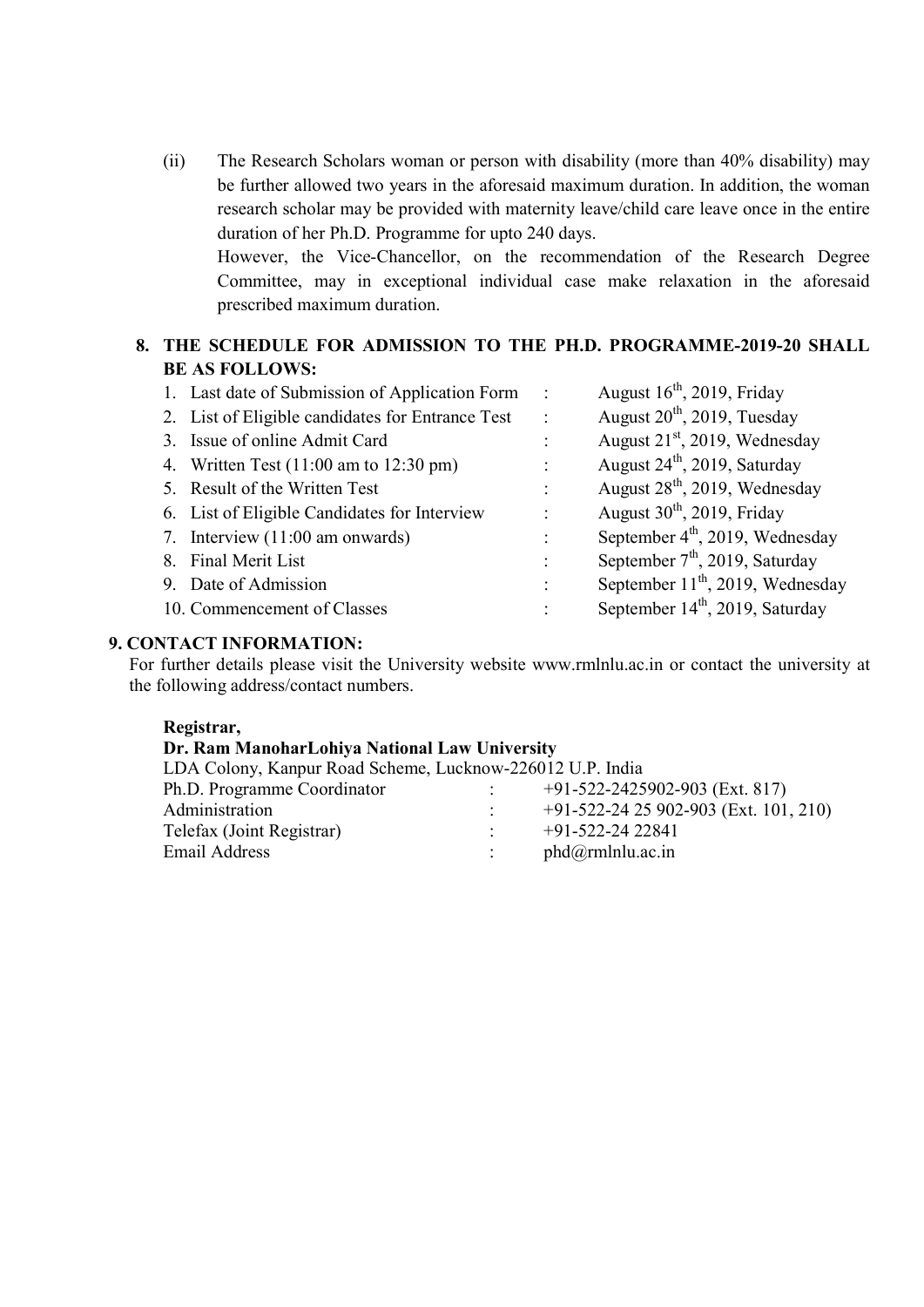(ii) The Research Scholars woman or person with disability (more than 40% disability) may be further allowed two years in the aforesaid maximum duration. In addition, the woman research scholar may be provided with maternity leave/child care leave once in the entire duration of her Ph.D. Programme for upto 240 days.

However, the Vice-Chancellor, on the recommendation of the Research Degree Committee, may in exceptional individual case make relaxation in the aforesaid prescribed maximum duration.

## 8. THE SCHEDULE FOR ADMISSION TO THE PH.D. PROGRAMME-2019-20 SHALL BE AS FOLLOWS:

| | | |
|---|---|---|
| 1. Last date of Submission of Application Form | : | August 16th, 2019, Friday |
| 2. List of Eligible candidates for Entrance Test | : | August 20th, 2019, Tuesday |
| 3. Issue of online Admit Card | : | August 21st, 2019, Wednesday |
| 4. Written Test (11:00 am to 12:30 pm) | : | August 24th, 2019, Saturday |
| 5. Result of the Written Test | : | August 28th, 2019, Wednesday |
| 6. List of Eligible Candidates for Interview | : | August 30th, 2019, Friday |
| 7. Interview (11:00 am onwards) | : | September 4th, 2019, Wednesday |
| 8. Final Merit List | : | September 7th, 2019, Saturday |
| 9. Date of Admission | : | September 11th, 2019, Wednesday |
| 10. Commencement of Classes | : | September 14th, 2019, Saturday |

## 9. CONTACT INFORMATION:

For further details please visit the University website www.rmlnlu.ac.in or contact the university at the following address/contact numbers.

**Registrar,**
**Dr. Ram ManoharLohiya National Law University**
LDA Colony, Kanpur Road Scheme, Lucknow-226012 U.P. India

| | | |
|---|---|---|
| Ph.D. Programme Coordinator | : | +91-522-2425902-903 (Ext. 817) |
| Administration | : | +91-522-24 25 902-903 (Ext. 101, 210) |
| Telefax (Joint Registrar) | : | +91-522-24 22841 |
| Email Address | : | phd@rmlnlu.ac.in |